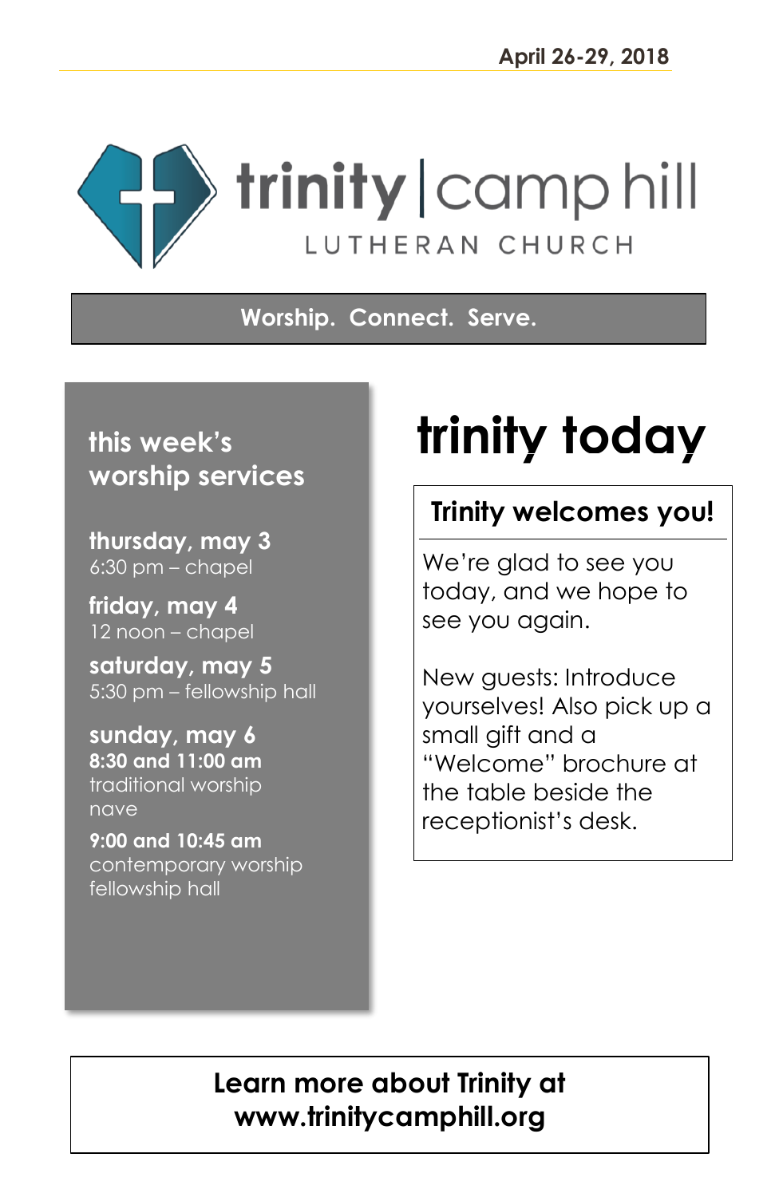April 26-29, 2018

# trinity | camp hill

LUTHERAN CHURCH

**Worship. Connect. Serve.**

## this week's worship services

**thursday, may 3**
6:30 pm – chapel

**friday, may 4**
12 noon – chapel

**saturday, may 5**
5:30 pm – fellowship hall

**sunday, may 6**
**8:30 and 11:00 am**
traditional worship
nave

**9:00 and 10:45 am**
contemporary worship
fellowship hall

# trinity today

## Trinity welcomes you!

We're glad to see you today, and we hope to see you again.

New guests: Introduce yourselves! Also pick up a small gift and a "Welcome" brochure at the table beside the receptionist's desk.

**Learn more about Trinity at www.trinitycamphill.org**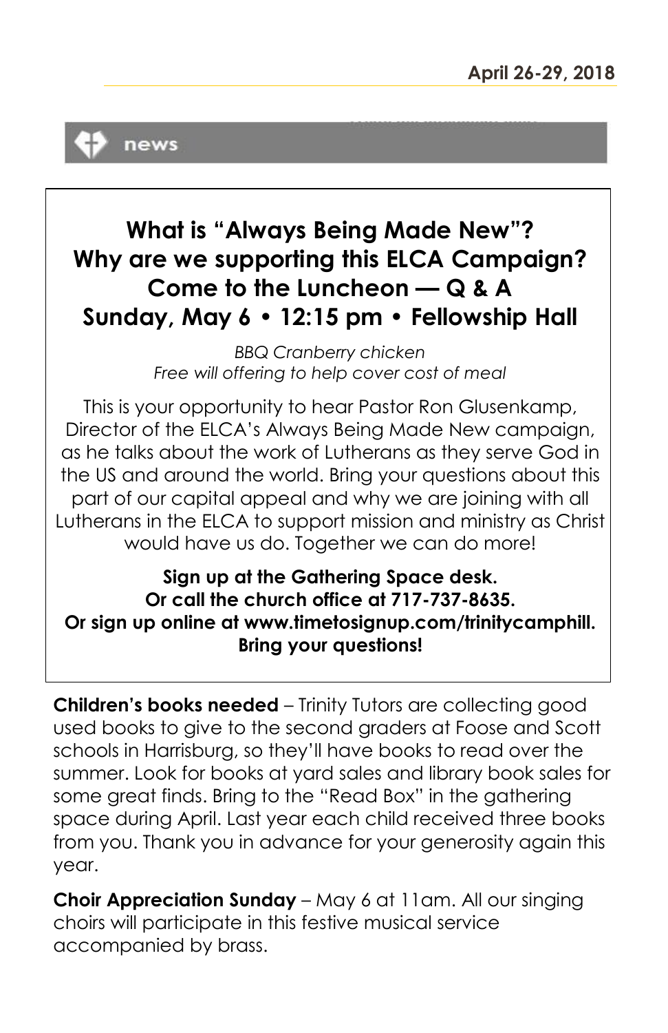April 26-29, 2018

news

## What is "Always Being Made New"? Why are we supporting this ELCA Campaign? Come to the Luncheon — Q & A Sunday, May 6 • 12:15 pm • Fellowship Hall

*BBQ Cranberry chicken*
*Free will offering to help cover cost of meal*

This is your opportunity to hear Pastor Ron Glusenkamp, Director of the ELCA's Always Being Made New campaign, as he talks about the work of Lutherans as they serve God in the US and around the world. Bring your questions about this part of our capital appeal and why we are joining with all Lutherans in the ELCA to support mission and ministry as Christ would have us do. Together we can do more!

**Sign up at the Gathering Space desk.**
**Or call the church office at 717-737-8635.**
**Or sign up online at www.timetosignup.com/trinitycamphill.**
**Bring your questions!**

**Children's books needed** – Trinity Tutors are collecting good used books to give to the second graders at Foose and Scott schools in Harrisburg, so they'll have books to read over the summer. Look for books at yard sales and library book sales for some great finds. Bring to the "Read Box" in the gathering space during April. Last year each child received three books from you. Thank you in advance for your generosity again this year.

**Choir Appreciation Sunday** – May 6 at 11am. All our singing choirs will participate in this festive musical service accompanied by brass.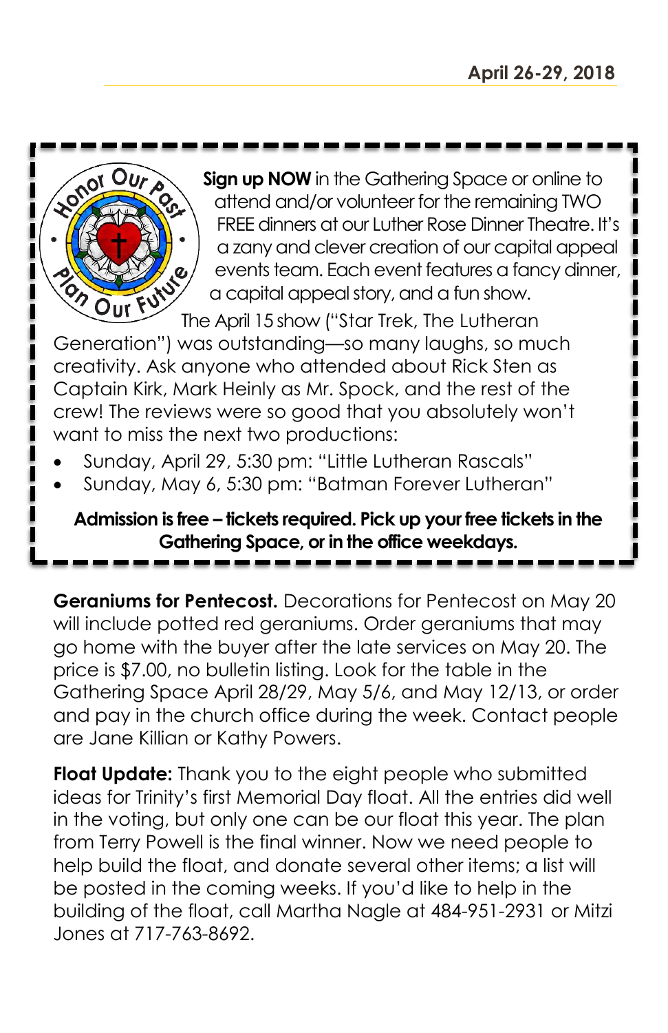**Sign up NOW** in the Gathering Space or online to attend and/or volunteer for the remaining TWO FREE dinners at our Luther Rose Dinner Theatre. It's a zany and clever creation of our capital appeal events team. Each event features a fancy dinner, a capital appeal story, and a fun show.

The April 15 show ("Star Trek, The Lutheran Generation") was outstanding—so many laughs, so much creativity. Ask anyone who attended about Rick Sten as Captain Kirk, Mark Heinly as Mr. Spock, and the rest of the crew! The reviews were so good that you absolutely won't want to miss the next two productions:

- Sunday, April 29, 5:30 pm: "Little Lutheran Rascals"
- Sunday, May 6, 5:30 pm: "Batman Forever Lutheran"

**Admission is free – tickets required. Pick up your free tickets in the Gathering Space, or in the office weekdays.**

**Geraniums for Pentecost.** Decorations for Pentecost on May 20 will include potted red geraniums. Order geraniums that may go home with the buyer after the late services on May 20. The price is $7.00, no bulletin listing. Look for the table in the Gathering Space April 28/29, May 5/6, and May 12/13, or order and pay in the church office during the week. Contact people are Jane Killian or Kathy Powers.

**Float Update:** Thank you to the eight people who submitted ideas for Trinity's first Memorial Day float. All the entries did well in the voting, but only one can be our float this year. The plan from Terry Powell is the final winner. Now we need people to help build the float, and donate several other items; a list will be posted in the coming weeks. If you'd like to help in the building of the float, call Martha Nagle at 484-951-2931 or Mitzi Jones at 717-763-8692.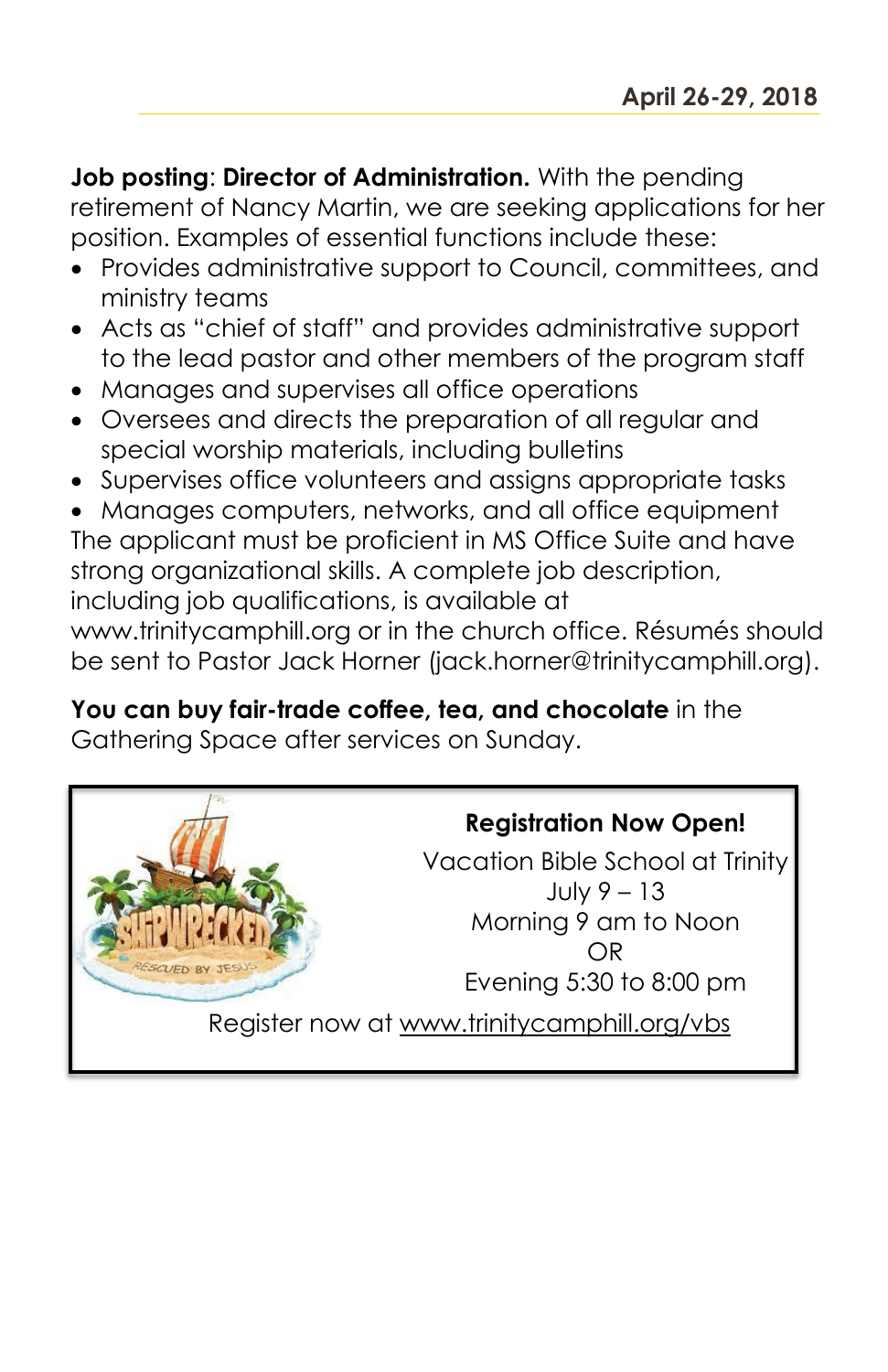**Job posting**: **Director of Administration.** With the pending retirement of Nancy Martin, we are seeking applications for her position. Examples of essential functions include these:

- Provides administrative support to Council, committees, and ministry teams
- Acts as "chief of staff" and provides administrative support to the lead pastor and other members of the program staff
- Manages and supervises all office operations
- Oversees and directs the preparation of all regular and special worship materials, including bulletins
- Supervises office volunteers and assigns appropriate tasks
- Manages computers, networks, and all office equipment

The applicant must be proficient in MS Office Suite and have strong organizational skills. A complete job description, including job qualifications, is available at www.trinitycamphill.org or in the church office. Résumés should be sent to Pastor Jack Horner (jack.horner@trinitycamphill.org).

**You can buy fair-trade coffee, tea, and chocolate** in the Gathering Space after services on Sunday.

**Registration Now Open!**

Vacation Bible School at Trinity
July 9 – 13
Morning 9 am to Noon
OR
Evening 5:30 to 8:00 pm

Register now at www.trinitycamphill.org/vbs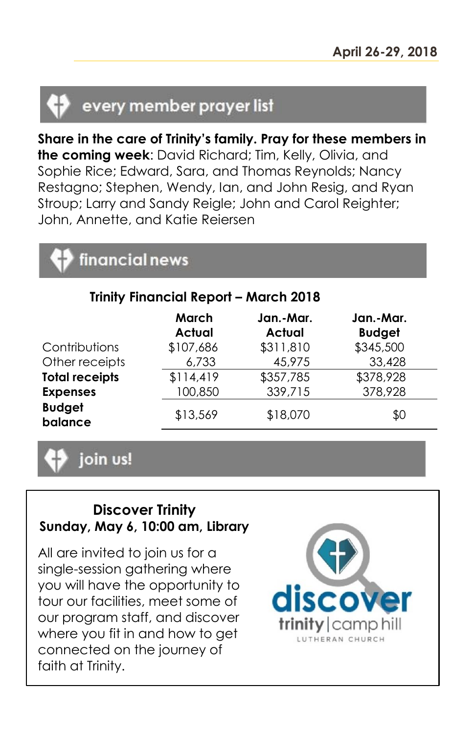April 26-29, 2018

## every member prayer list

**Share in the care of Trinity's family. Pray for these members in the coming week**: David Richard; Tim, Kelly, Olivia, and Sophie Rice; Edward, Sara, and Thomas Reynolds; Nancy Restagno; Stephen, Wendy, Ian, and John Resig, and Ryan Stroup; Larry and Sandy Reigle; John and Carol Reighter; John, Annette, and Katie Reiersen

## financial news

### Trinity Financial Report – March 2018

| | March Actual | Jan.-Mar. Actual | Jan.-Mar. Budget |
|---|---|---|---|
| Contributions | $107,686 | $311,810 | $345,500 |
| Other receipts | 6,733 | 45,975 | 33,428 |
| **Total receipts** | $114,419 | $357,785 | $378,928 |
| **Expenses** | 100,850 | 339,715 | 378,928 |
| **Budget balance** | $13,569 | $18,070 | $0 |

## join us!

**Discover Trinity**
**Sunday, May 6, 10:00 am, Library**

All are invited to join us for a single-session gathering where you will have the opportunity to tour our facilities, meet some of our program staff, and discover where you fit in and how to get connected on the journey of faith at Trinity.

discover trinity | camp hill LUTHERAN CHURCH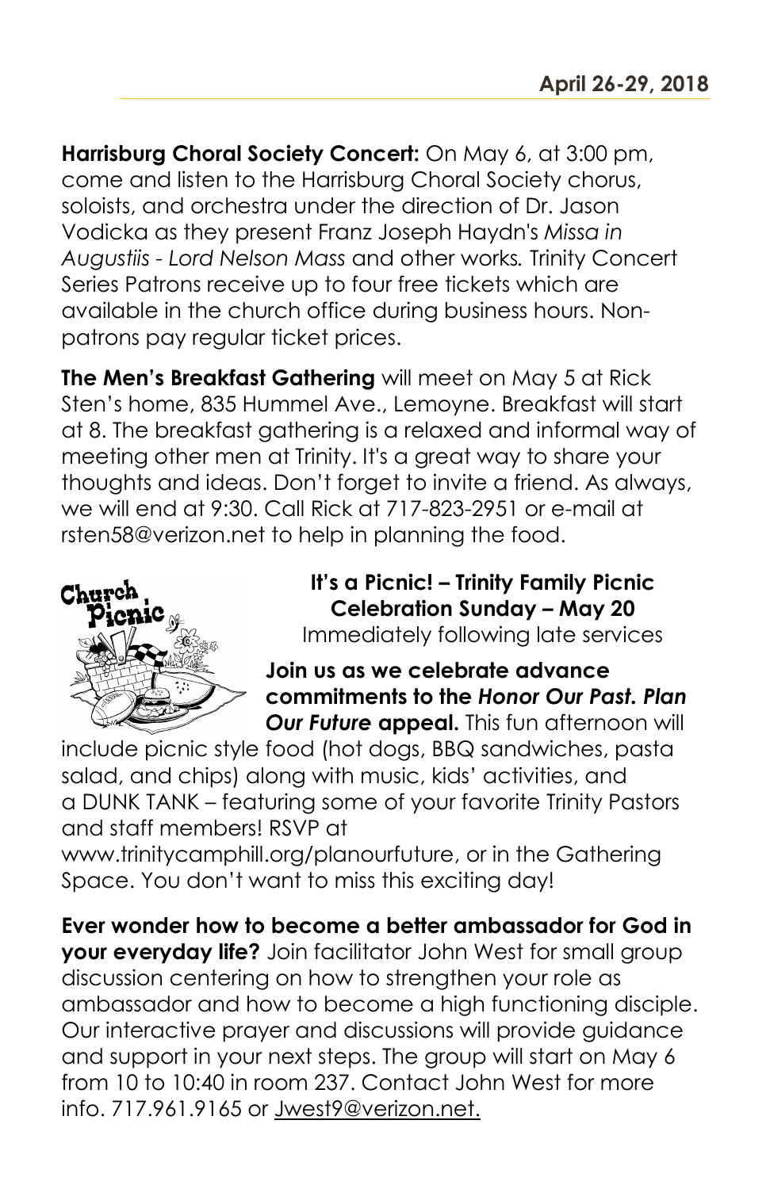**April 26-29, 2018**

**Harrisburg Choral Society Concert:** On May 6, at 3:00 pm, come and listen to the Harrisburg Choral Society chorus, soloists, and orchestra under the direction of Dr. Jason Vodicka as they present Franz Joseph Haydn's *Missa in Augustiis - Lord Nelson Mass* and other works*.* Trinity Concert Series Patrons receive up to four free tickets which are available in the church office during business hours. Non-patrons pay regular ticket prices.

**The Men's Breakfast Gathering** will meet on May 5 at Rick Sten's home, 835 Hummel Ave., Lemoyne. Breakfast will start at 8. The breakfast gathering is a relaxed and informal way of meeting other men at Trinity. It's a great way to share your thoughts and ideas. Don't forget to invite a friend. As always, we will end at 9:30. Call Rick at 717-823-2951 or e-mail at rsten58@verizon.net to help in planning the food.

**It's a Picnic! – Trinity Family Picnic Celebration Sunday – May 20**
Immediately following late services

**Join us as we celebrate advance commitments to the *Honor Our Past. Plan Our Future* appeal.** This fun afternoon will include picnic style food (hot dogs, BBQ sandwiches, pasta salad, and chips) along with music, kids' activities, and a DUNK TANK – featuring some of your favorite Trinity Pastors and staff members! RSVP at www.trinitycamphill.org/planourfuture, or in the Gathering Space. You don't want to miss this exciting day!

**Ever wonder how to become a better ambassador for God in your everyday life?** Join facilitator John West for small group discussion centering on how to strengthen your role as ambassador and how to become a high functioning disciple. Our interactive prayer and discussions will provide guidance and support in your next steps. The group will start on May 6 from 10 to 10:40 in room 237. Contact John West for more info. 717.961.9165 or Jwest9@verizon.net.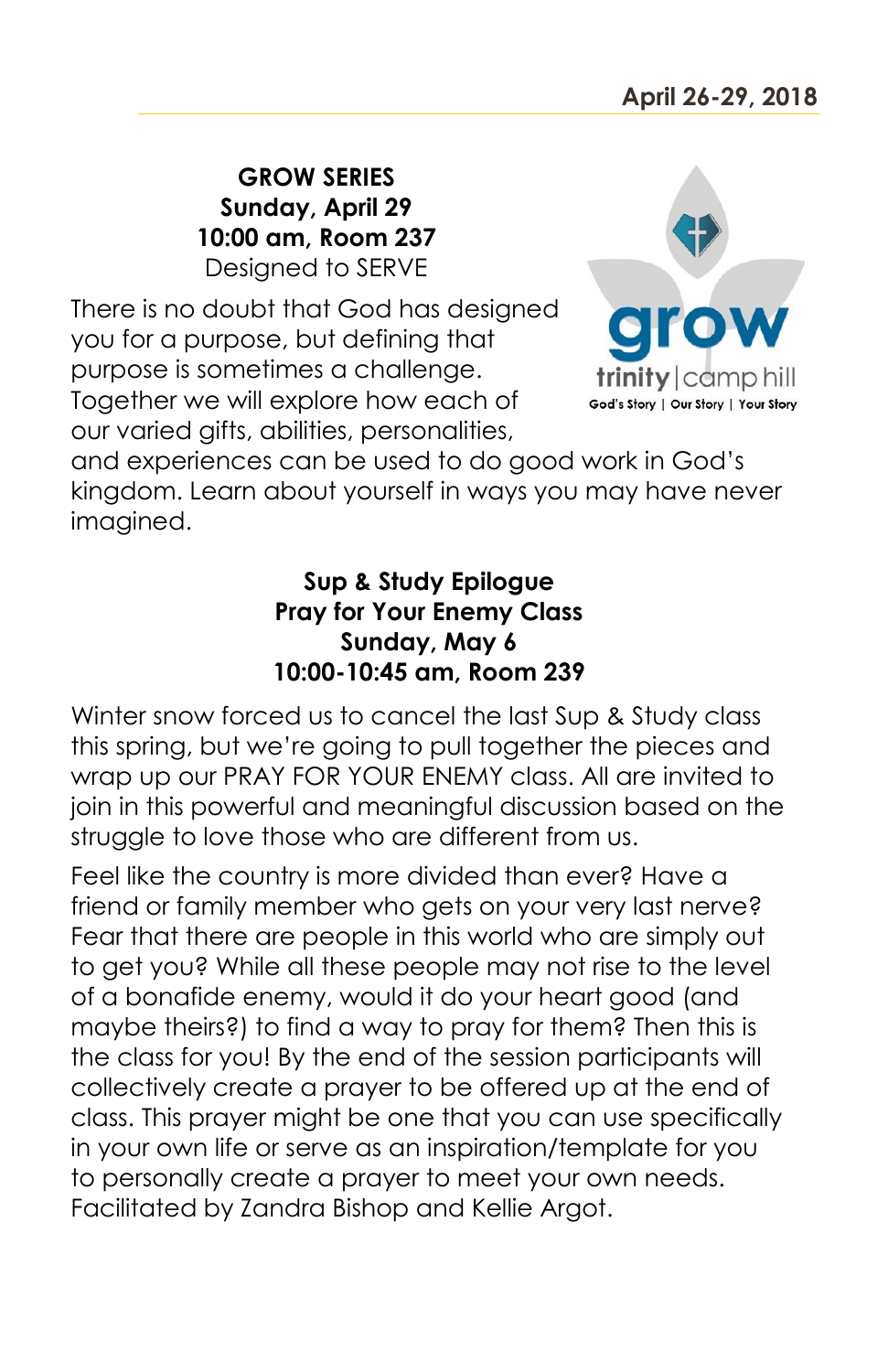**GROW SERIES**
**Sunday, April 29**
**10:00 am, Room 237**
Designed to SERVE

There is no doubt that God has designed you for a purpose, but defining that purpose is sometimes a challenge. Together we will explore how each of our varied gifts, abilities, personalities, and experiences can be used to do good work in God's kingdom. Learn about yourself in ways you may have never imagined.

grow
trinity | camp hill
God's Story | Our Story | Your Story

**Sup & Study Epilogue**
**Pray for Your Enemy Class**
**Sunday, May 6**
**10:00-10:45 am, Room 239**

Winter snow forced us to cancel the last Sup & Study class this spring, but we're going to pull together the pieces and wrap up our PRAY FOR YOUR ENEMY class. All are invited to join in this powerful and meaningful discussion based on the struggle to love those who are different from us.

Feel like the country is more divided than ever? Have a friend or family member who gets on your very last nerve? Fear that there are people in this world who are simply out to get you? While all these people may not rise to the level of a bonafide enemy, would it do your heart good (and maybe theirs?) to find a way to pray for them? Then this is the class for you! By the end of the session participants will collectively create a prayer to be offered up at the end of class. This prayer might be one that you can use specifically in your own life or serve as an inspiration/template for you to personally create a prayer to meet your own needs. Facilitated by Zandra Bishop and Kellie Argot.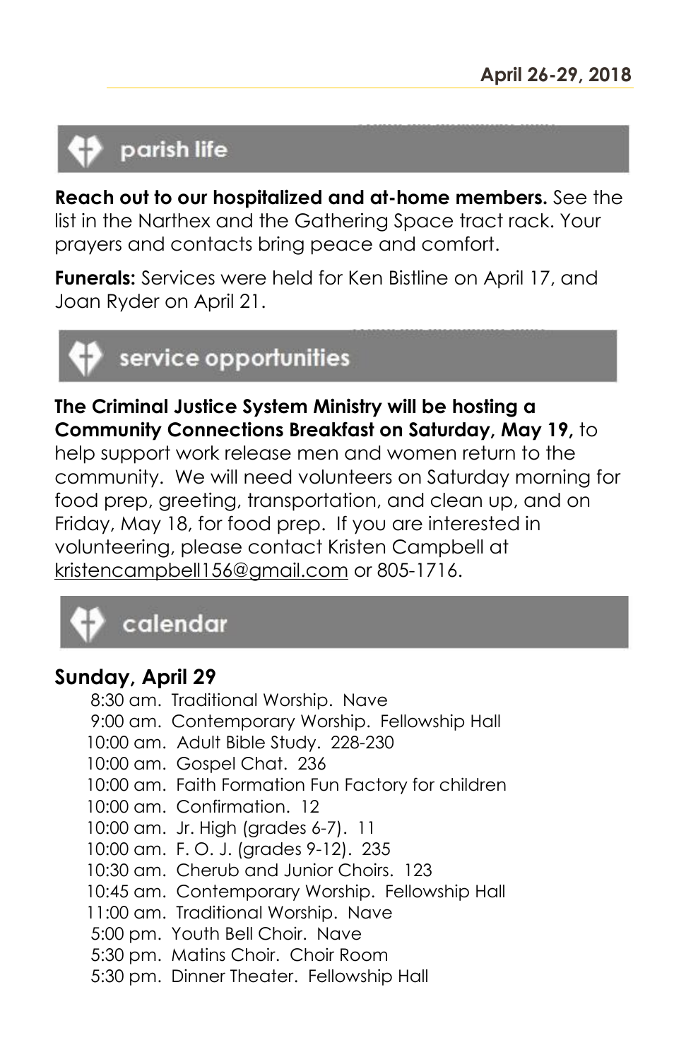## parish life

**Reach out to our hospitalized and at-home members.** See the list in the Narthex and the Gathering Space tract rack. Your prayers and contacts bring peace and comfort.

**Funerals:** Services were held for Ken Bistline on April 17, and Joan Ryder on April 21.

## service opportunities

**The Criminal Justice System Ministry will be hosting a Community Connections Breakfast on Saturday, May 19,** to help support work release men and women return to the community. We will need volunteers on Saturday morning for food prep, greeting, transportation, and clean up, and on Friday, May 18, for food prep. If you are interested in volunteering, please contact Kristen Campbell at kristencampbell156@gmail.com or 805-1716.

## calendar

### Sunday, April 29

- 8:30 am. Traditional Worship. Nave
- 9:00 am. Contemporary Worship. Fellowship Hall
- 10:00 am. Adult Bible Study. 228-230
- 10:00 am. Gospel Chat. 236
- 10:00 am. Faith Formation Fun Factory for children
- 10:00 am. Confirmation. 12
- 10:00 am. Jr. High (grades 6-7). 11
- 10:00 am. F. O. J. (grades 9-12). 235
- 10:30 am. Cherub and Junior Choirs. 123
- 10:45 am. Contemporary Worship. Fellowship Hall
- 11:00 am. Traditional Worship. Nave
- 5:00 pm. Youth Bell Choir. Nave
- 5:30 pm. Matins Choir. Choir Room
- 5:30 pm. Dinner Theater. Fellowship Hall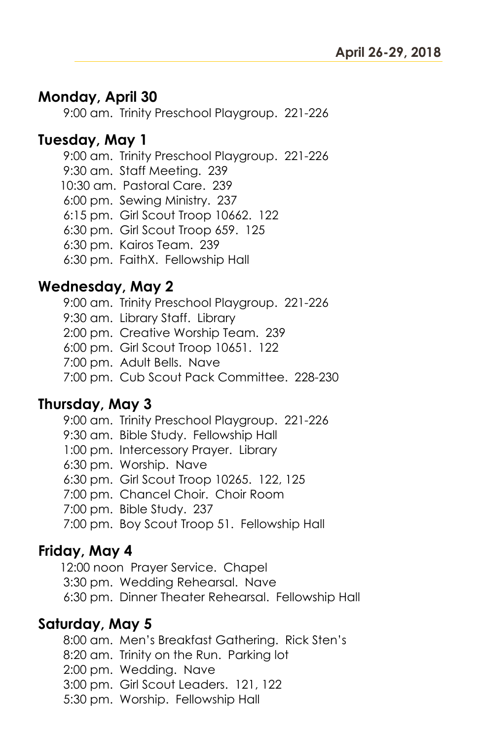## Monday, April 30

9:00 am. Trinity Preschool Playgroup. 221-226

## Tuesday, May 1

9:00 am. Trinity Preschool Playgroup. 221-226
9:30 am. Staff Meeting. 239
10:30 am. Pastoral Care. 239
6:00 pm. Sewing Ministry. 237
6:15 pm. Girl Scout Troop 10662. 122
6:30 pm. Girl Scout Troop 659. 125
6:30 pm. Kairos Team. 239
6:30 pm. FaithX. Fellowship Hall

## Wednesday, May 2

9:00 am. Trinity Preschool Playgroup. 221-226
9:30 am. Library Staff. Library
2:00 pm. Creative Worship Team. 239
6:00 pm. Girl Scout Troop 10651. 122
7:00 pm. Adult Bells. Nave
7:00 pm. Cub Scout Pack Committee. 228-230

## Thursday, May 3

9:00 am. Trinity Preschool Playgroup. 221-226
9:30 am. Bible Study. Fellowship Hall
1:00 pm. Intercessory Prayer. Library
6:30 pm. Worship. Nave
6:30 pm. Girl Scout Troop 10265. 122, 125
7:00 pm. Chancel Choir. Choir Room
7:00 pm. Bible Study. 237
7:00 pm. Boy Scout Troop 51. Fellowship Hall

## Friday, May 4

12:00 noon Prayer Service. Chapel
3:30 pm. Wedding Rehearsal. Nave
6:30 pm. Dinner Theater Rehearsal. Fellowship Hall

## Saturday, May 5

8:00 am. Men's Breakfast Gathering. Rick Sten's
8:20 am. Trinity on the Run. Parking lot
2:00 pm. Wedding. Nave
3:00 pm. Girl Scout Leaders. 121, 122
5:30 pm. Worship. Fellowship Hall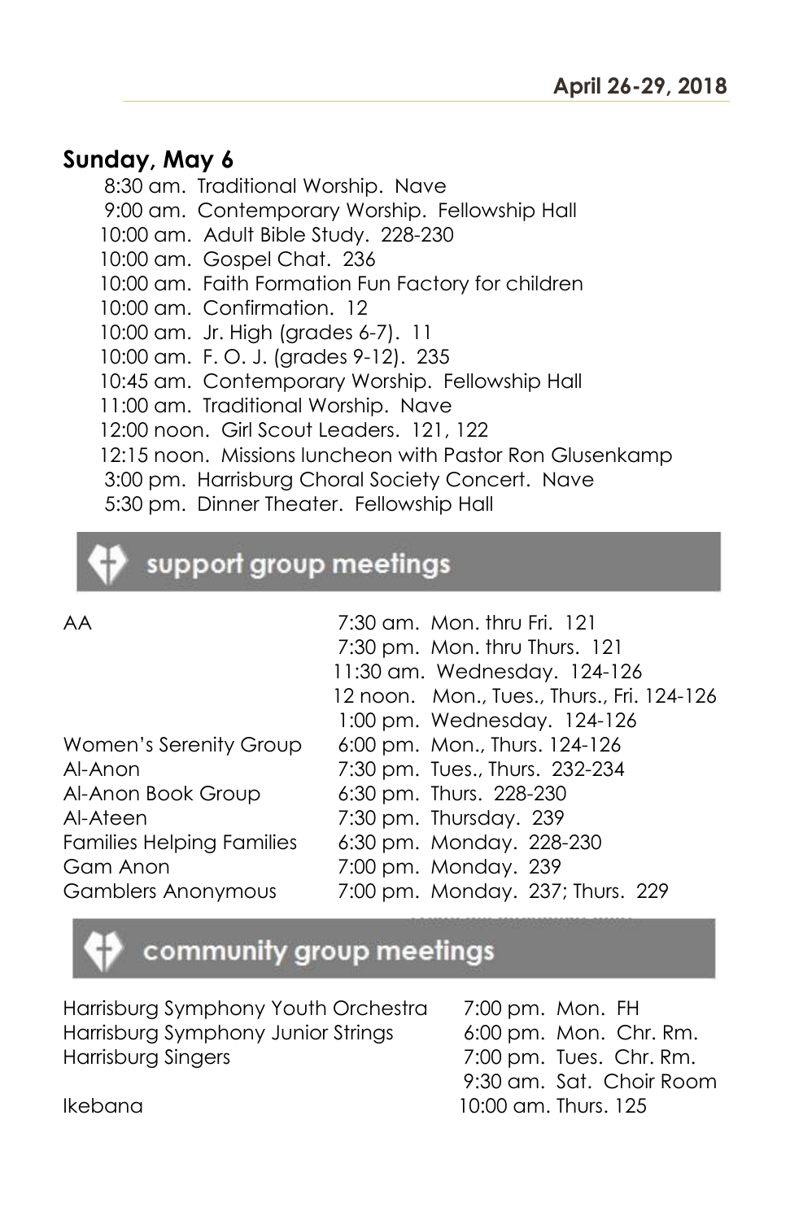## Sunday, May 6

- 8:30 am. Traditional Worship. Nave
- 9:00 am. Contemporary Worship. Fellowship Hall
- 10:00 am. Adult Bible Study. 228-230
- 10:00 am. Gospel Chat. 236
- 10:00 am. Faith Formation Fun Factory for children
- 10:00 am. Confirmation. 12
- 10:00 am. Jr. High (grades 6-7). 11
- 10:00 am. F. O. J. (grades 9-12). 235
- 10:45 am. Contemporary Worship. Fellowship Hall
- 11:00 am. Traditional Worship. Nave
- 12:00 noon. Girl Scout Leaders. 121, 122
- 12:15 noon. Missions luncheon with Pastor Ron Glusenkamp
- 3:00 pm. Harrisburg Choral Society Concert. Nave
- 5:30 pm. Dinner Theater. Fellowship Hall

## support group meetings

| Group | Schedule |
|---|---|
| AA | 7:30 am. Mon. thru Fri. 121 |
| | 7:30 pm. Mon. thru Thurs. 121 |
| | 11:30 am. Wednesday. 124-126 |
| | 12 noon. Mon., Tues., Thurs., Fri. 124-126 |
| | 1:00 pm. Wednesday. 124-126 |
| Women's Serenity Group | 6:00 pm. Mon., Thurs. 124-126 |
| Al-Anon | 7:30 pm. Tues., Thurs. 232-234 |
| Al-Anon Book Group | 6:30 pm. Thurs. 228-230 |
| Al-Ateen | 7:30 pm. Thursday. 239 |
| Families Helping Families | 6:30 pm. Monday. 228-230 |
| Gam Anon | 7:00 pm. Monday. 239 |
| Gamblers Anonymous | 7:00 pm. Monday. 237; Thurs. 229 |

## community group meetings

| Group | Schedule |
|---|---|
| Harrisburg Symphony Youth Orchestra | 7:00 pm. Mon. FH |
| Harrisburg Symphony Junior Strings | 6:00 pm. Mon. Chr. Rm. |
| Harrisburg Singers | 7:00 pm. Tues. Chr. Rm. |
| | 9:30 am. Sat. Choir Room |
| Ikebana | 10:00 am. Thurs. 125 |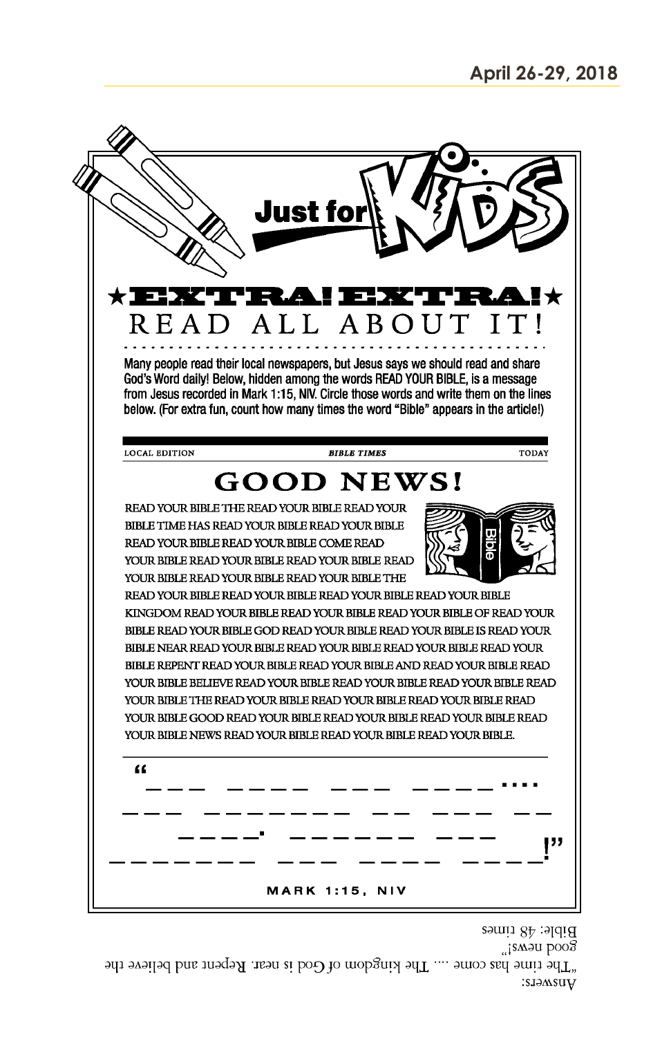# Just for KIDS

## ★EXTRA! EXTRA!★ READ ALL ABOUT IT!

Many people read their local newspapers, but Jesus says we should read and share God's Word daily! Below, hidden among the words READ YOUR BIBLE, is a message from Jesus recorded in Mark 1:15, NIV. Circle those words and write them on the lines below. (For extra fun, count how many times the word "Bible" appears in the article!)

LOCAL EDITION | *BIBLE TIMES* | TODAY

## GOOD NEWS!

READ YOUR BIBLE THE READ YOUR BIBLE READ YOUR BIBLE TIME HAS READ YOUR BIBLE READ YOUR BIBLE READ YOUR BIBLE READ YOUR BIBLE COME READ YOUR BIBLE READ YOUR BIBLE READ YOUR BIBLE READ YOUR BIBLE READ YOUR BIBLE READ YOUR BIBLE THE READ YOUR BIBLE READ YOUR BIBLE READ YOUR BIBLE READ YOUR BIBLE KINGDOM READ YOUR BIBLE READ YOUR BIBLE READ YOUR BIBLE OF READ YOUR BIBLE READ YOUR BIBLE GOD READ YOUR BIBLE READ YOUR BIBLE IS READ YOUR BIBLE NEAR READ YOUR BIBLE READ YOUR BIBLE READ YOUR BIBLE READ YOUR BIBLE REPENT READ YOUR BIBLE READ YOUR BIBLE AND READ YOUR BIBLE READ YOUR BIBLE BELIEVE READ YOUR BIBLE READ YOUR BIBLE READ YOUR BIBLE READ YOUR BIBLE THE READ YOUR BIBLE READ YOUR BIBLE READ YOUR BIBLE READ YOUR BIBLE GOOD READ YOUR BIBLE READ YOUR BIBLE READ YOUR BIBLE READ YOUR BIBLE NEWS READ YOUR BIBLE READ YOUR BIBLE READ YOUR BIBLE.

"_ _ _ _ _ _ _ _ _ _ _ _ _ _ _ _ ....
_ _ _ _ _ _ _ _ _ _ _ _ _ _ _ _ _ _ _ _ _ _
_ _ _ _. _ _ _ _ _ _ _ _ _
_ _ _ _ _ _ _ _ _ _ _ _ _ _ _ _ _ _ _!"

MARK 1:15, NIV

Answers:
"The time has come .... The kingdom of God is near. Repent and believe the good news!"
Bible: 48 times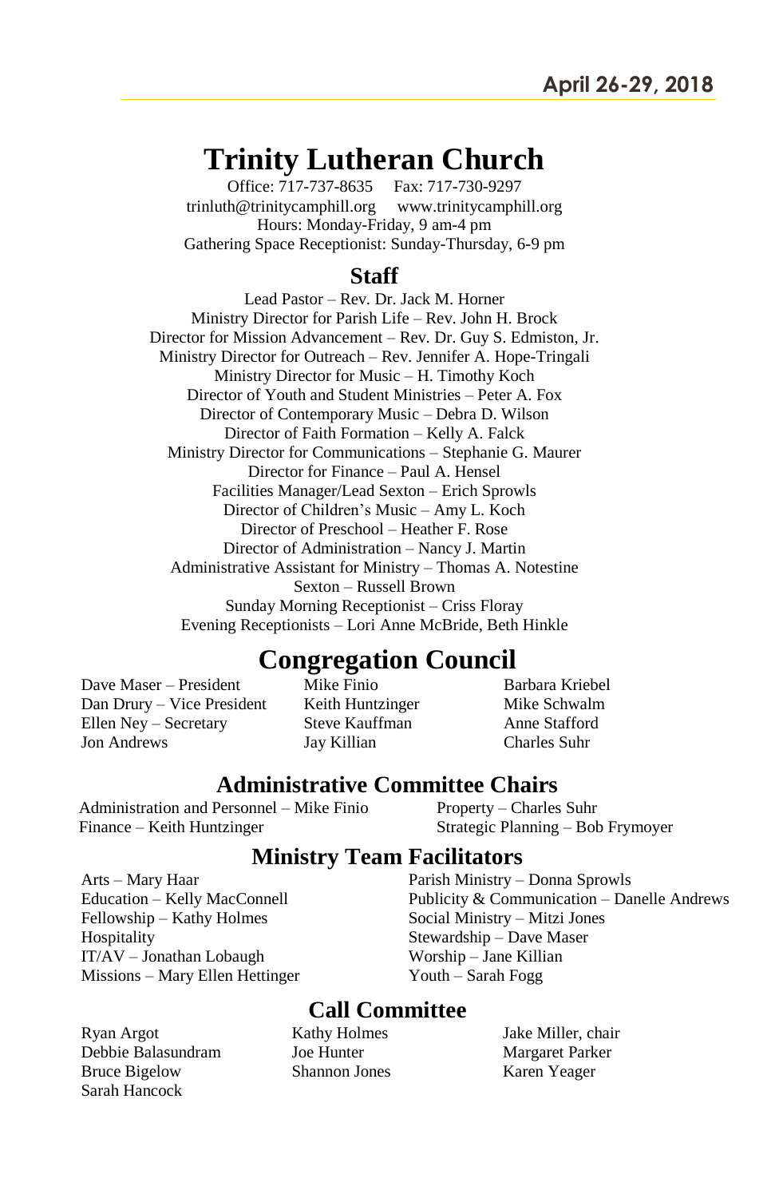April 26-29, 2018

# Trinity Lutheran Church

Office: 717-737-8635 Fax: 717-730-9297
trinluth@trinitycamphill.org www.trinitycamphill.org
Hours: Monday-Friday, 9 am-4 pm
Gathering Space Receptionist: Sunday-Thursday, 6-9 pm

## Staff

Lead Pastor – Rev. Dr. Jack M. Horner
Ministry Director for Parish Life – Rev. John H. Brock
Director for Mission Advancement – Rev. Dr. Guy S. Edmiston, Jr.
Ministry Director for Outreach – Rev. Jennifer A. Hope-Tringali
Ministry Director for Music – H. Timothy Koch
Director of Youth and Student Ministries – Peter A. Fox
Director of Contemporary Music – Debra D. Wilson
Director of Faith Formation – Kelly A. Falck
Ministry Director for Communications – Stephanie G. Maurer
Director for Finance – Paul A. Hensel
Facilities Manager/Lead Sexton – Erich Sprowls
Director of Children's Music – Amy L. Koch
Director of Preschool – Heather F. Rose
Director of Administration – Nancy J. Martin
Administrative Assistant for Ministry – Thomas A. Notestine
Sexton – Russell Brown
Sunday Morning Receptionist – Criss Floray
Evening Receptionists – Lori Anne McBride, Beth Hinkle

## Congregation Council

Dave Maser – President
Dan Drury – Vice President
Ellen Ney – Secretary
Jon Andrews
Mike Finio
Keith Huntzinger
Steve Kauffman
Jay Killian
Barbara Kriebel
Mike Schwalm
Anne Stafford
Charles Suhr

## Administrative Committee Chairs

Administration and Personnel – Mike Finio
Finance – Keith Huntzinger
Property – Charles Suhr
Strategic Planning – Bob Frymoyer

## Ministry Team Facilitators

Arts – Mary Haar
Education – Kelly MacConnell
Fellowship – Kathy Holmes
Hospitality
IT/AV – Jonathan Lobaugh
Missions – Mary Ellen Hettinger
Parish Ministry – Donna Sprowls
Publicity & Communication – Danelle Andrews
Social Ministry – Mitzi Jones
Stewardship – Dave Maser
Worship – Jane Killian
Youth – Sarah Fogg

## Call Committee

Ryan Argot
Debbie Balasundram
Bruce Bigelow
Sarah Hancock
Kathy Holmes
Joe Hunter
Shannon Jones
Jake Miller, chair
Margaret Parker
Karen Yeager